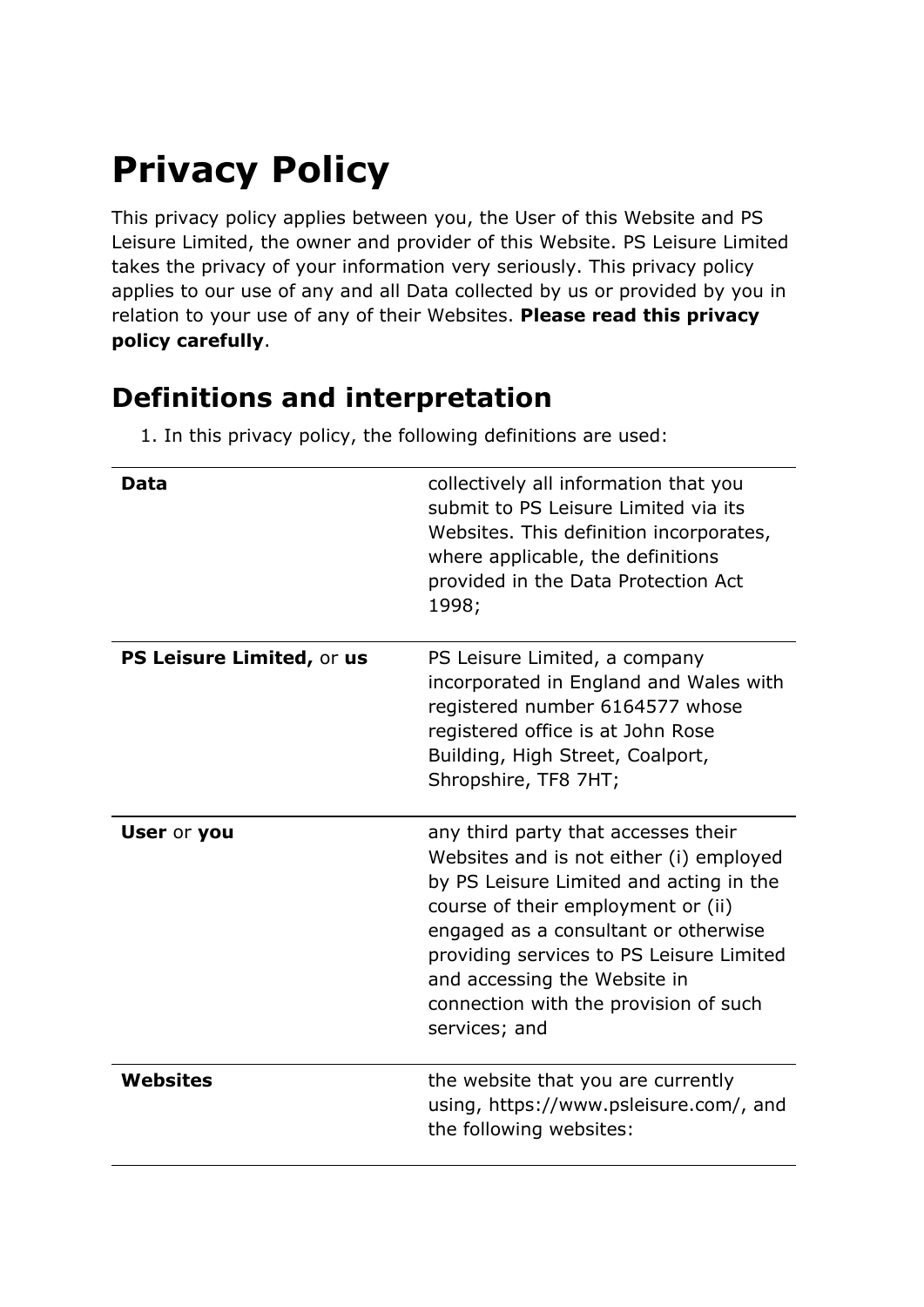# Privacy Policy

This privacy policy applies between you, the User of this Website and PS Leisure Limited, the owner and provider of this Website. PS Leisure Limited takes the privacy of your information very seriously. This privacy policy applies to our use of any and all Data collected by us or provided by you in relation to your use of any of their Websites. **Please read this privacy policy carefully**.

## Definitions and interpretation

1. In this privacy policy, the following definitions are used:

| | |
|---|---|
| **Data** | collectively all information that you submit to PS Leisure Limited via its Websites. This definition incorporates, where applicable, the definitions provided in the Data Protection Act 1998; |
| **PS Leisure Limited,** or **us** | PS Leisure Limited, a company incorporated in England and Wales with registered number 6164577 whose registered office is at John Rose Building, High Street, Coalport, Shropshire, TF8 7HT; |
| **User** or **you** | any third party that accesses their Websites and is not either (i) employed by PS Leisure Limited and acting in the course of their employment or (ii) engaged as a consultant or otherwise providing services to PS Leisure Limited and accessing the Website in connection with the provision of such services; and |
| **Websites** | the website that you are currently using, https://www.psleisure.com/, and the following websites: |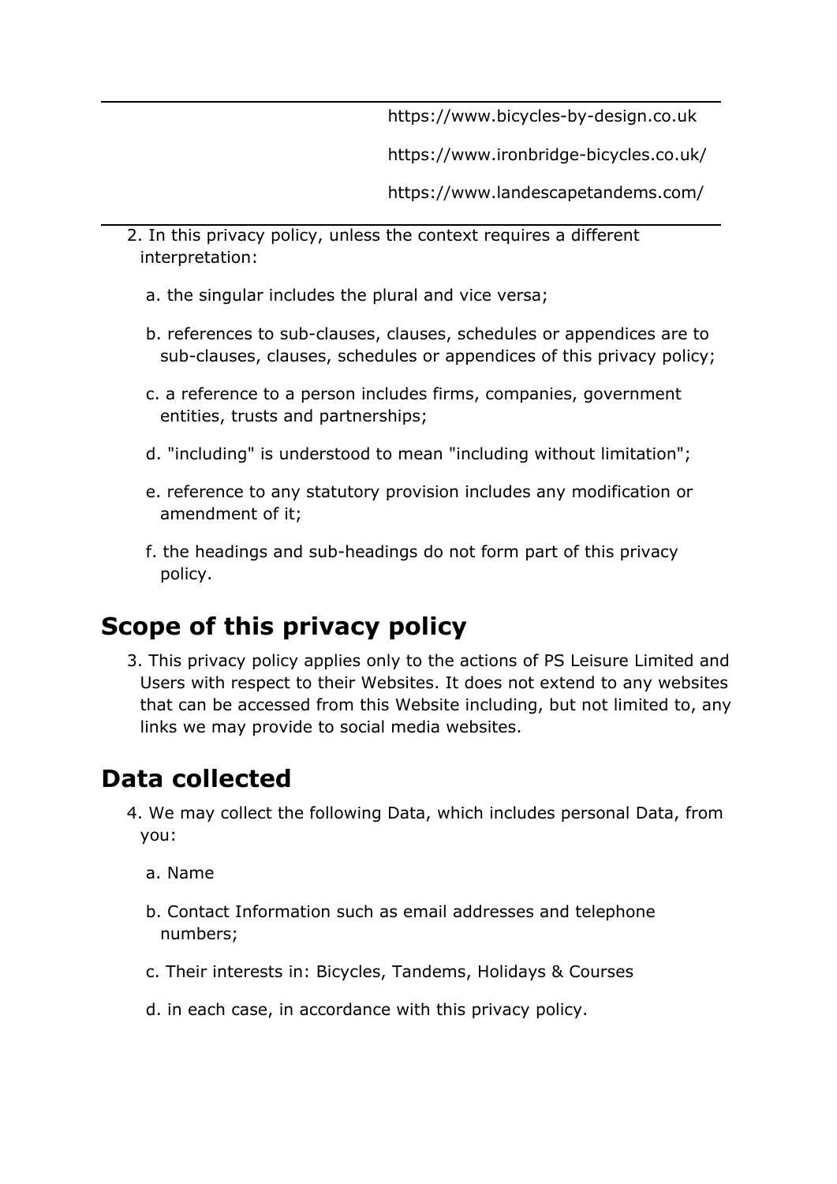| | |
|---|---|
| | https://www.bicycles-by-design.co.uk<br>https://www.ironbridge-bicycles.co.uk/<br>https://www.landescapetandems.com/ |

2. In this privacy policy, unless the context requires a different interpretation:

   a. the singular includes the plural and vice versa;

   b. references to sub-clauses, clauses, schedules or appendices are to sub-clauses, clauses, schedules or appendices of this privacy policy;

   c. a reference to a person includes firms, companies, government entities, trusts and partnerships;

   d. "including" is understood to mean "including without limitation";

   e. reference to any statutory provision includes any modification or amendment of it;

   f. the headings and sub-headings do not form part of this privacy policy.

## Scope of this privacy policy

3. This privacy policy applies only to the actions of PS Leisure Limited and Users with respect to their Websites. It does not extend to any websites that can be accessed from this Website including, but not limited to, any links we may provide to social media websites.

## Data collected

4. We may collect the following Data, which includes personal Data, from you:

   a. Name

   b. Contact Information such as email addresses and telephone numbers;

   c. Their interests in: Bicycles, Tandems, Holidays & Courses

   d. in each case, in accordance with this privacy policy.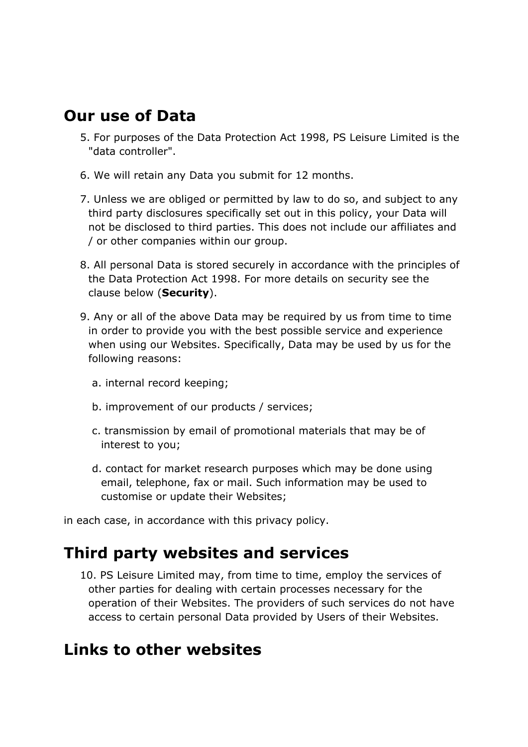## Our use of Data

5. For purposes of the Data Protection Act 1998, PS Leisure Limited is the "data controller".

6. We will retain any Data you submit for 12 months.

7. Unless we are obliged or permitted by law to do so, and subject to any third party disclosures specifically set out in this policy, your Data will not be disclosed to third parties. This does not include our affiliates and / or other companies within our group.

8. All personal Data is stored securely in accordance with the principles of the Data Protection Act 1998. For more details on security see the clause below (**Security**).

9. Any or all of the above Data may be required by us from time to time in order to provide you with the best possible service and experience when using our Websites. Specifically, Data may be used by us for the following reasons:

   a. internal record keeping;

   b. improvement of our products / services;

   c. transmission by email of promotional materials that may be of interest to you;

   d. contact for market research purposes which may be done using email, telephone, fax or mail. Such information may be used to customise or update their Websites;

in each case, in accordance with this privacy policy.

## Third party websites and services

10. PS Leisure Limited may, from time to time, employ the services of other parties for dealing with certain processes necessary for the operation of their Websites. The providers of such services do not have access to certain personal Data provided by Users of their Websites.

## Links to other websites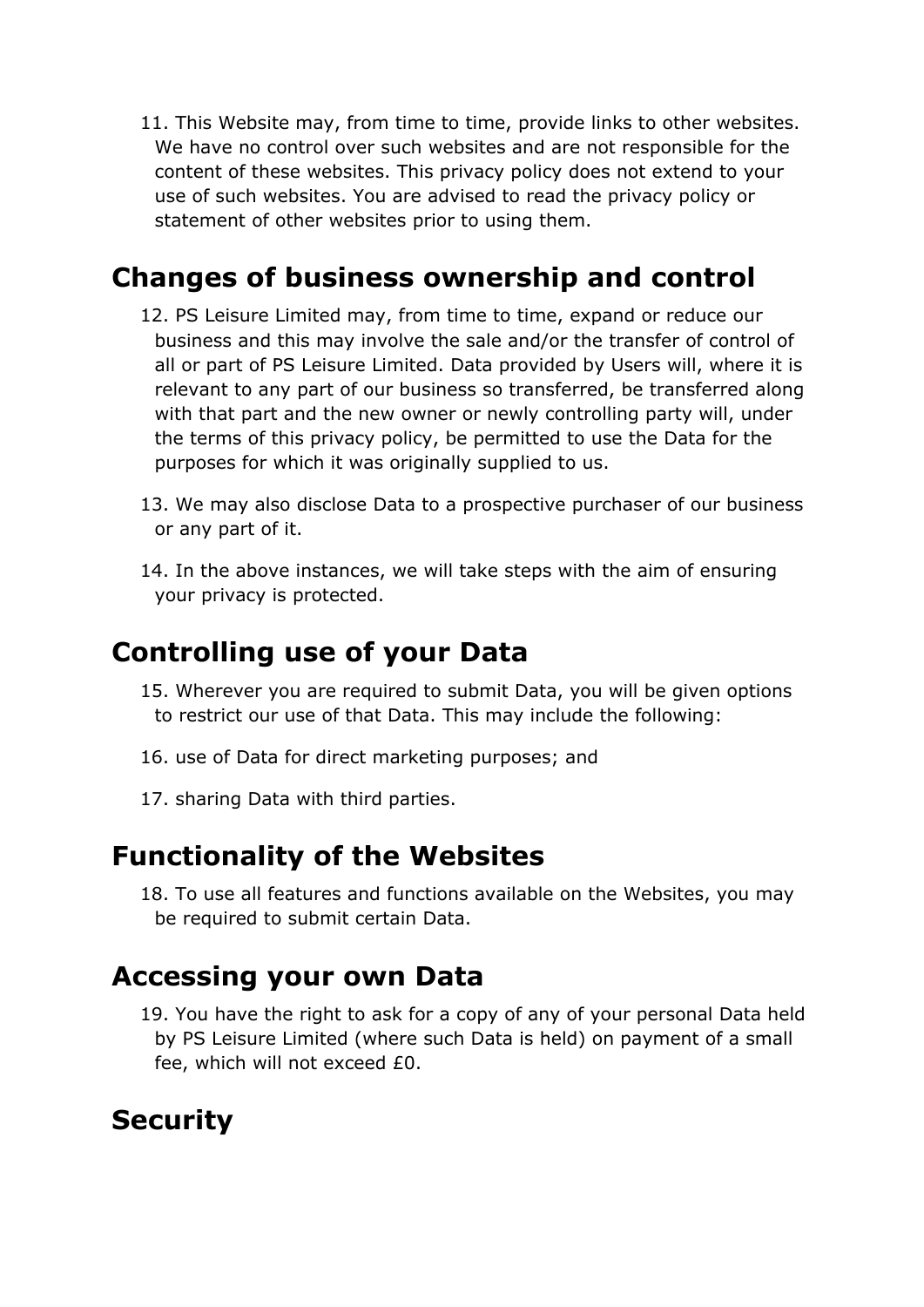11. This Website may, from time to time, provide links to other websites. We have no control over such websites and are not responsible for the content of these websites. This privacy policy does not extend to your use of such websites. You are advised to read the privacy policy or statement of other websites prior to using them.

## Changes of business ownership and control

12. PS Leisure Limited may, from time to time, expand or reduce our business and this may involve the sale and/or the transfer of control of all or part of PS Leisure Limited. Data provided by Users will, where it is relevant to any part of our business so transferred, be transferred along with that part and the new owner or newly controlling party will, under the terms of this privacy policy, be permitted to use the Data for the purposes for which it was originally supplied to us.

13. We may also disclose Data to a prospective purchaser of our business or any part of it.

14. In the above instances, we will take steps with the aim of ensuring your privacy is protected.

## Controlling use of your Data

15. Wherever you are required to submit Data, you will be given options to restrict our use of that Data. This may include the following:

16. use of Data for direct marketing purposes; and

17. sharing Data with third parties.

## Functionality of the Websites

18. To use all features and functions available on the Websites, you may be required to submit certain Data.

## Accessing your own Data

19. You have the right to ask for a copy of any of your personal Data held by PS Leisure Limited (where such Data is held) on payment of a small fee, which will not exceed £0.

## Security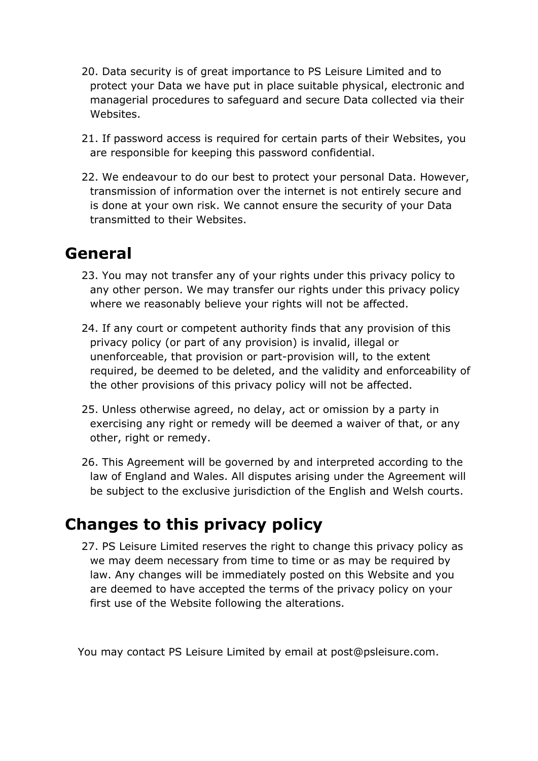20. Data security is of great importance to PS Leisure Limited and to protect your Data we have put in place suitable physical, electronic and managerial procedures to safeguard and secure Data collected via their Websites.

21. If password access is required for certain parts of their Websites, you are responsible for keeping this password confidential.

22. We endeavour to do our best to protect your personal Data. However, transmission of information over the internet is not entirely secure and is done at your own risk. We cannot ensure the security of your Data transmitted to their Websites.

## General

23. You may not transfer any of your rights under this privacy policy to any other person. We may transfer our rights under this privacy policy where we reasonably believe your rights will not be affected.

24. If any court or competent authority finds that any provision of this privacy policy (or part of any provision) is invalid, illegal or unenforceable, that provision or part-provision will, to the extent required, be deemed to be deleted, and the validity and enforceability of the other provisions of this privacy policy will not be affected.

25. Unless otherwise agreed, no delay, act or omission by a party in exercising any right or remedy will be deemed a waiver of that, or any other, right or remedy.

26. This Agreement will be governed by and interpreted according to the law of England and Wales. All disputes arising under the Agreement will be subject to the exclusive jurisdiction of the English and Welsh courts.

## Changes to this privacy policy

27. PS Leisure Limited reserves the right to change this privacy policy as we may deem necessary from time to time or as may be required by law. Any changes will be immediately posted on this Website and you are deemed to have accepted the terms of the privacy policy on your first use of the Website following the alterations.

You may contact PS Leisure Limited by email at post@psleisure.com.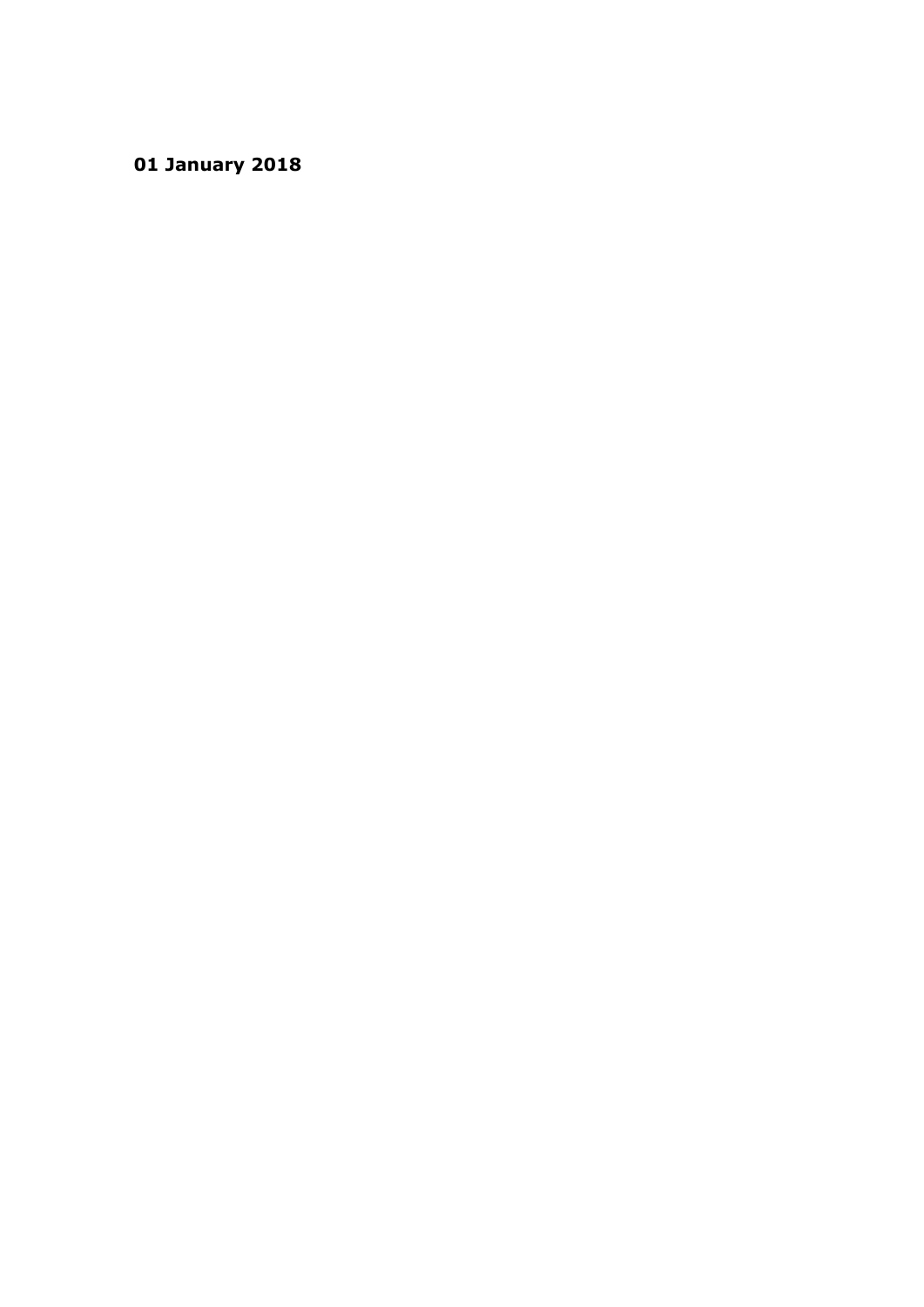**01 January 2018**